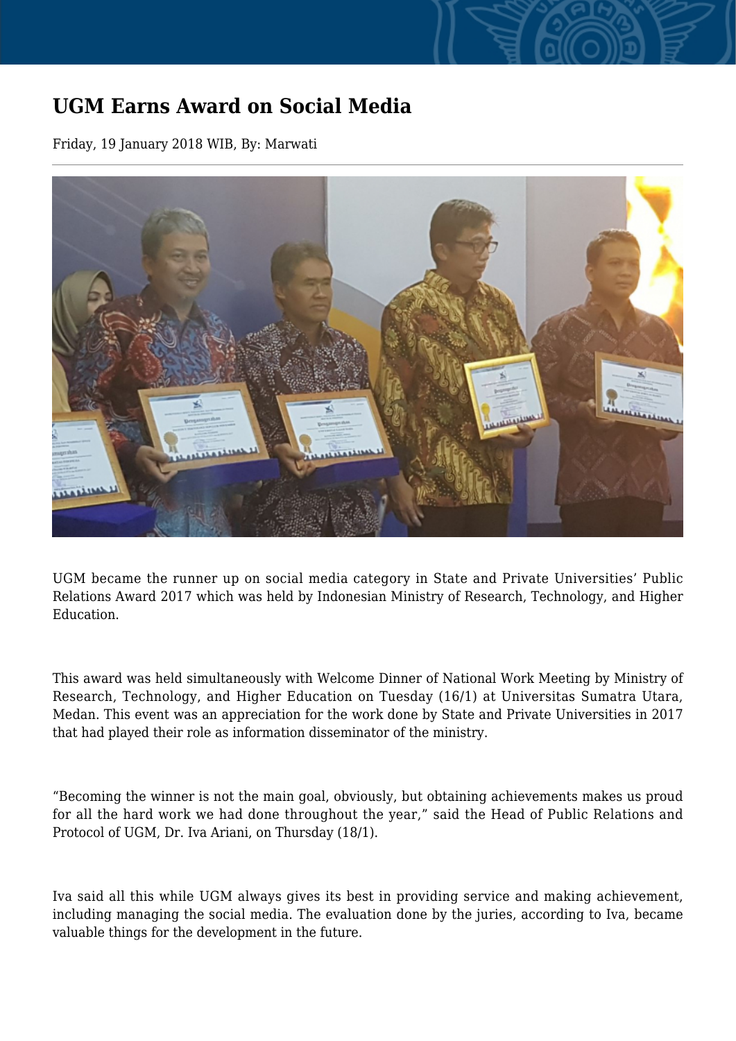# UGM Earns Award on Social Media

Friday, 19 January 2018 WIB, By: Marwati

UGM became the runner up on social media category in State and Private Universities' Public Relations Award 2017 which was held by Indonesian Ministry of Research, Technology, and Higher Education.

This award was held simultaneously with Welcome Dinner of National Work Meeting by Ministry of Research, Technology, and Higher Education on Tuesday (16/1) at Universitas Sumatra Utara, Medan. This event was an appreciation for the work done by State and Private Universities in 2017 that had played their role as information disseminator of the ministry.

"Becoming the winner is not the main goal, obviously, but obtaining achievements makes us proud for all the hard work we had done throughout the year," said the Head of Public Relations and Protocol of UGM, Dr. Iva Ariani, on Thursday (18/1).

Iva said all this while UGM always gives its best in providing service and making achievement, including managing the social media. The evaluation done by the juries, according to Iva, became valuable things for the development in the future.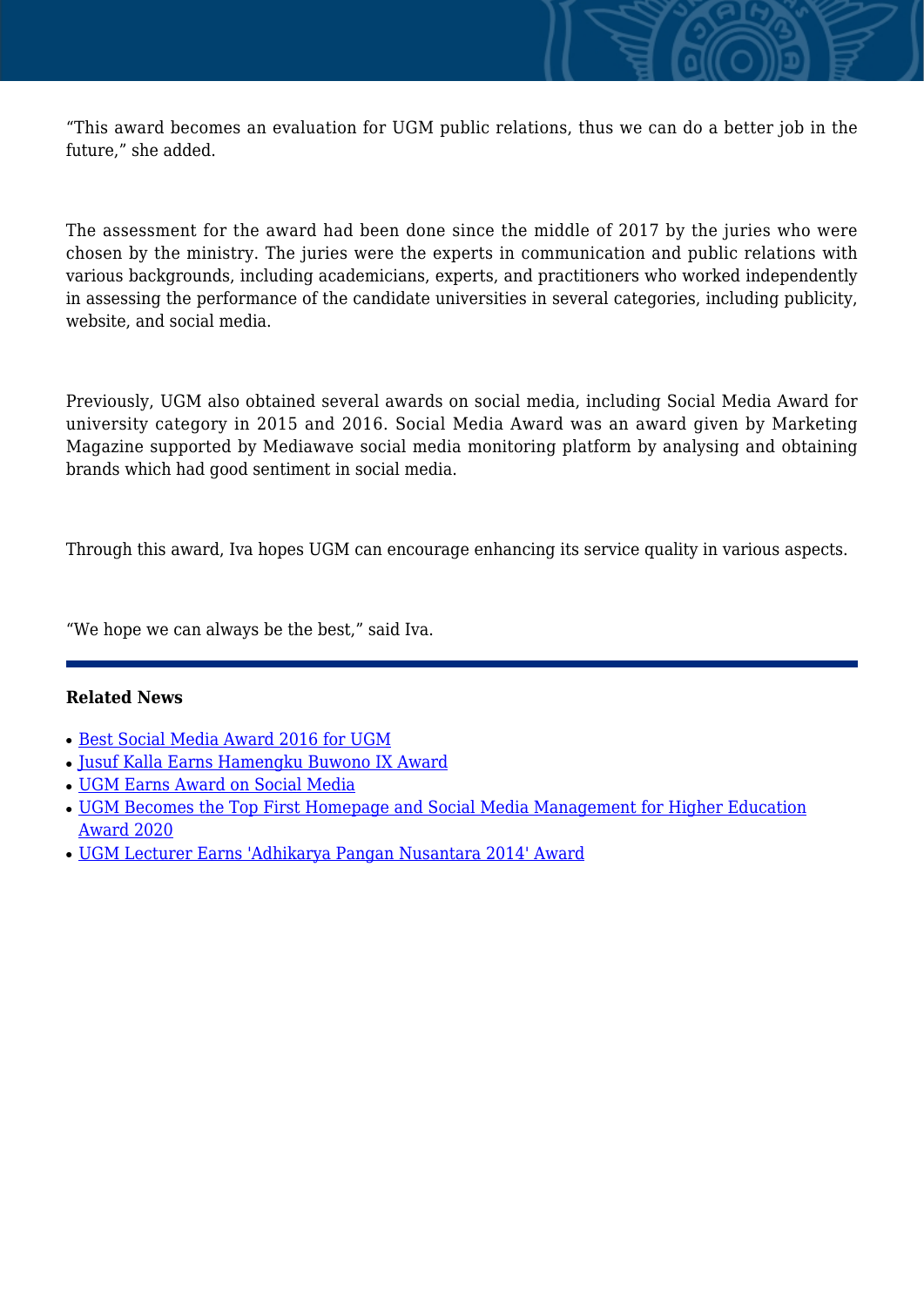"This award becomes an evaluation for UGM public relations, thus we can do a better job in the future," she added.

The assessment for the award had been done since the middle of 2017 by the juries who were chosen by the ministry. The juries were the experts in communication and public relations with various backgrounds, including academicians, experts, and practitioners who worked independently in assessing the performance of the candidate universities in several categories, including publicity, website, and social media.

Previously, UGM also obtained several awards on social media, including Social Media Award for university category in 2015 and 2016. Social Media Award was an award given by Marketing Magazine supported by Mediawave social media monitoring platform by analysing and obtaining brands which had good sentiment in social media.

Through this award, Iva hopes UGM can encourage enhancing its service quality in various aspects.

"We hope we can always be the best," said Iva.

---

**Related News**

- Best Social Media Award 2016 for UGM
- Jusuf Kalla Earns Hamengku Buwono IX Award
- UGM Earns Award on Social Media
- UGM Becomes the Top First Homepage and Social Media Management for Higher Education Award 2020
- UGM Lecturer Earns 'Adhikarya Pangan Nusantara 2014' Award